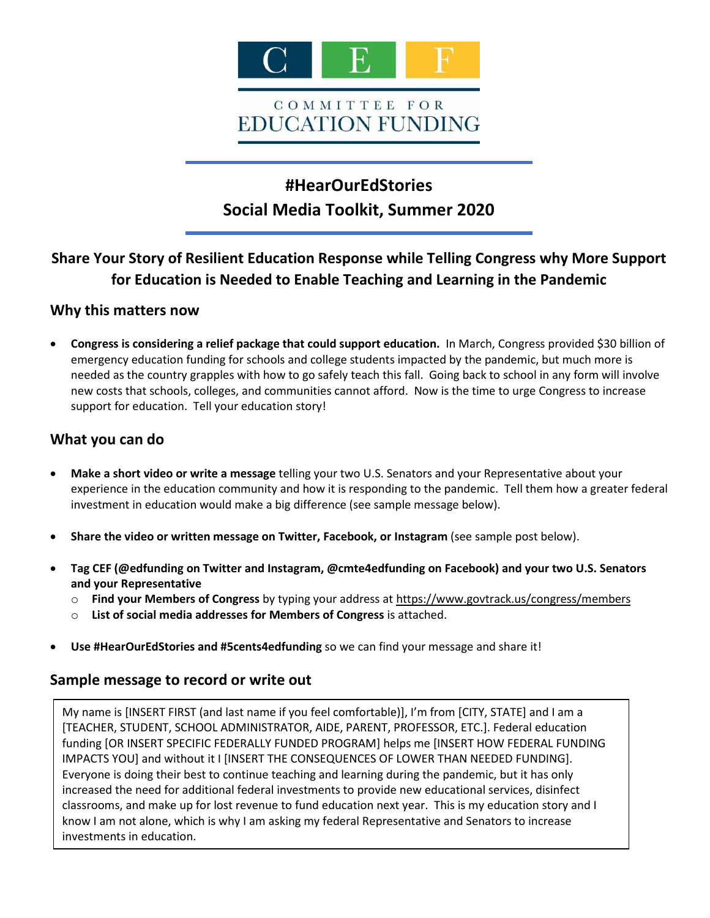# COMMITTEE FOR EDUCATION FUNDING

## #HearOurEdStories
## Social Media Toolkit, Summer 2020

### Share Your Story of Resilient Education Response while Telling Congress why More Support for Education is Needed to Enable Teaching and Learning in the Pandemic

### Why this matters now

- **Congress is considering a relief package that could support education.** In March, Congress provided $30 billion of emergency education funding for schools and college students impacted by the pandemic, but much more is needed as the country grapples with how to go safely teach this fall. Going back to school in any form will involve new costs that schools, colleges, and communities cannot afford. Now is the time to urge Congress to increase support for education. Tell your education story!

### What you can do

- **Make a short video or write a message** telling your two U.S. Senators and your Representative about your experience in the education community and how it is responding to the pandemic. Tell them how a greater federal investment in education would make a big difference (see sample message below).
- **Share the video or written message on Twitter, Facebook, or Instagram** (see sample post below).
- **Tag CEF (@edfunding on Twitter and Instagram, @cmte4edfunding on Facebook) and your two U.S. Senators and your Representative**
  - **Find your Members of Congress** by typing your address at https://www.govtrack.us/congress/members
  - **List of social media addresses for Members of Congress** is attached.
- **Use #HearOurEdStories and #5cents4edfunding** so we can find your message and share it!

### Sample message to record or write out

> My name is [INSERT FIRST (and last name if you feel comfortable)], I'm from [CITY, STATE] and I am a [TEACHER, STUDENT, SCHOOL ADMINISTRATOR, AIDE, PARENT, PROFESSOR, ETC.]. Federal education funding [OR INSERT SPECIFIC FEDERALLY FUNDED PROGRAM] helps me [INSERT HOW FEDERAL FUNDING IMPACTS YOU] and without it I [INSERT THE CONSEQUENCES OF LOWER THAN NEEDED FUNDING]. Everyone is doing their best to continue teaching and learning during the pandemic, but it has only increased the need for additional federal investments to provide new educational services, disinfect classrooms, and make up for lost revenue to fund education next year. This is my education story and I know I am not alone, which is why I am asking my federal Representative and Senators to increase investments in education.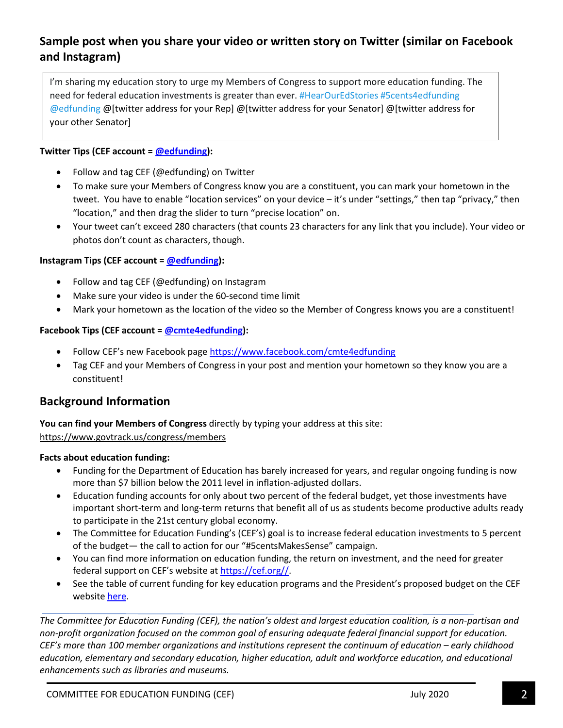## Sample post when you share your video or written story on Twitter (similar on Facebook and Instagram)

> I'm sharing my education story to urge my Members of Congress to support more education funding. The need for federal education investments is greater than ever. #HearOurEdStories #5cents4edfunding @edfunding @[twitter address for your Rep] @[twitter address for your Senator] @[twitter address for your other Senator]

**Twitter Tips (CEF account = @edfunding):**

- Follow and tag CEF (@edfunding) on Twitter
- To make sure your Members of Congress know you are a constituent, you can mark your hometown in the tweet. You have to enable "location services" on your device – it's under "settings," then tap "privacy," then "location," and then drag the slider to turn "precise location" on.
- Your tweet can't exceed 280 characters (that counts 23 characters for any link that you include). Your video or photos don't count as characters, though.

**Instagram Tips (CEF account = @edfunding):**

- Follow and tag CEF (@edfunding) on Instagram
- Make sure your video is under the 60-second time limit
- Mark your hometown as the location of the video so the Member of Congress knows you are a constituent!

**Facebook Tips (CEF account = @cmte4edfunding):**

- Follow CEF's new Facebook page https://www.facebook.com/cmte4edfunding
- Tag CEF and your Members of Congress in your post and mention your hometown so they know you are a constituent!

## Background Information

**You can find your Members of Congress** directly by typing your address at this site: https://www.govtrack.us/congress/members

**Facts about education funding:**

- Funding for the Department of Education has barely increased for years, and regular ongoing funding is now more than $7 billion below the 2011 level in inflation-adjusted dollars.
- Education funding accounts for only about two percent of the federal budget, yet those investments have important short-term and long-term returns that benefit all of us as students become productive adults ready to participate in the 21st century global economy.
- The Committee for Education Funding's (CEF's) goal is to increase federal education investments to 5 percent of the budget— the call to action for our "#5centsMakesSense" campaign.
- You can find more information on education funding, the return on investment, and the need for greater federal support on CEF's website at https://cef.org//.
- See the table of current funding for key education programs and the President's proposed budget on the CEF website here.

---

*The Committee for Education Funding (CEF), the nation's oldest and largest education coalition, is a non-partisan and non-profit organization focused on the common goal of ensuring adequate federal financial support for education. CEF's more than 100 member organizations and institutions represent the continuum of education – early childhood education, elementary and secondary education, higher education, adult and workforce education, and educational enhancements such as libraries and museums.*